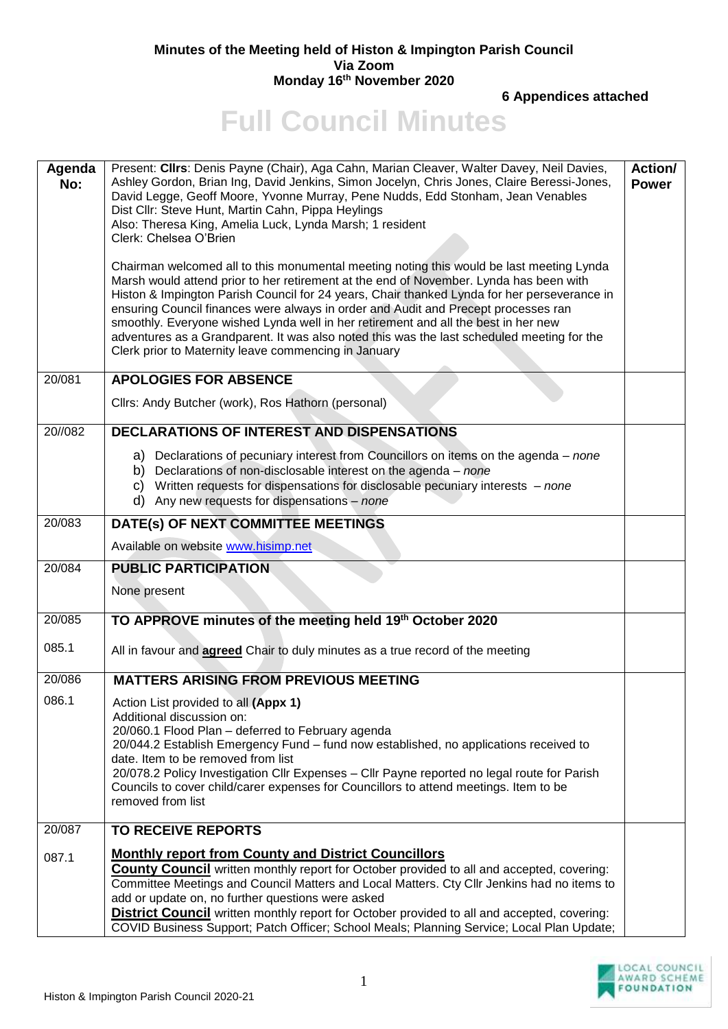**Minutes of the Meeting held of Histon & Impington Parish Council**
**Via Zoom**
**Monday 16th November 2020**

**6 Appendices attached**

# Full Council Minutes

| Agenda No: | | Action/ Power |
|---|---|---|
| | Present: **Cllrs**: Denis Payne (Chair), Aga Cahn, Marian Cleaver, Walter Davey, Neil Davies, Ashley Gordon, Brian Ing, David Jenkins, Simon Jocelyn, Chris Jones, Claire Beressi-Jones, David Legge, Geoff Moore, Yvonne Murray, Pene Nudds, Edd Stonham, Jean Venables<br>Dist Cllr: Steve Hunt, Martin Cahn, Pippa Heylings<br>Also: Theresa King, Amelia Luck, Lynda Marsh; 1 resident<br>Clerk: Chelsea O'Brien<br><br>Chairman welcomed all to this monumental meeting noting this would be last meeting Lynda Marsh would attend prior to her retirement at the end of November. Lynda has been with Histon & Impington Parish Council for 24 years, Chair thanked Lynda for her perseverance in ensuring Council finances were always in order and Audit and Precept processes ran smoothly. Everyone wished Lynda well in her retirement and all the best in her new adventures as a Grandparent. It was also noted this was the last scheduled meeting for the Clerk prior to Maternity leave commencing in January | |
| 20/081 | **APOLOGIES FOR ABSENCE**<br><br>Cllrs: Andy Butcher (work), Ros Hathorn (personal) | |
| 20//082 | **DECLARATIONS OF INTEREST AND DISPENSATIONS**<br><br>a) Declarations of pecuniary interest from Councillors on items on the agenda – *none*<br>b) Declarations of non-disclosable interest on the agenda – *none*<br>c) Written requests for dispensations for disclosable pecuniary interests – *none*<br>d) Any new requests for dispensations – *none* | |
| 20/083 | **DATE(s) OF NEXT COMMITTEE MEETINGS**<br><br>Available on website www.hisimp.net | |
| 20/084 | **PUBLIC PARTICIPATION**<br><br>None present | |
| 20/085<br><br>085.1 | **TO APPROVE minutes of the meeting held 19th October 2020**<br><br>All in favour and **agreed** Chair to duly minutes as a true record of the meeting | |
| 20/086<br><br>086.1 | **MATTERS ARISING FROM PREVIOUS MEETING**<br><br>Action List provided to all **(Appx 1)**<br>Additional discussion on:<br>20/060.1 Flood Plan – deferred to February agenda<br>20/044.2 Establish Emergency Fund – fund now established, no applications received to date. Item to be removed from list<br>20/078.2 Policy Investigation Cllr Expenses – Cllr Payne reported no legal route for Parish Councils to cover child/carer expenses for Councillors to attend meetings. Item to be removed from list | |
| 20/087<br><br>087.1 | **TO RECEIVE REPORTS**<br><br>**Monthly report from County and District Councillors**<br>**County Council** written monthly report for October provided to all and accepted, covering: Committee Meetings and Council Matters and Local Matters. Cty Cllr Jenkins had no items to add or update on, no further questions were asked<br>**District Council** written monthly report for October provided to all and accepted, covering: COVID Business Support; Patch Officer; School Meals; Planning Service; Local Plan Update; | |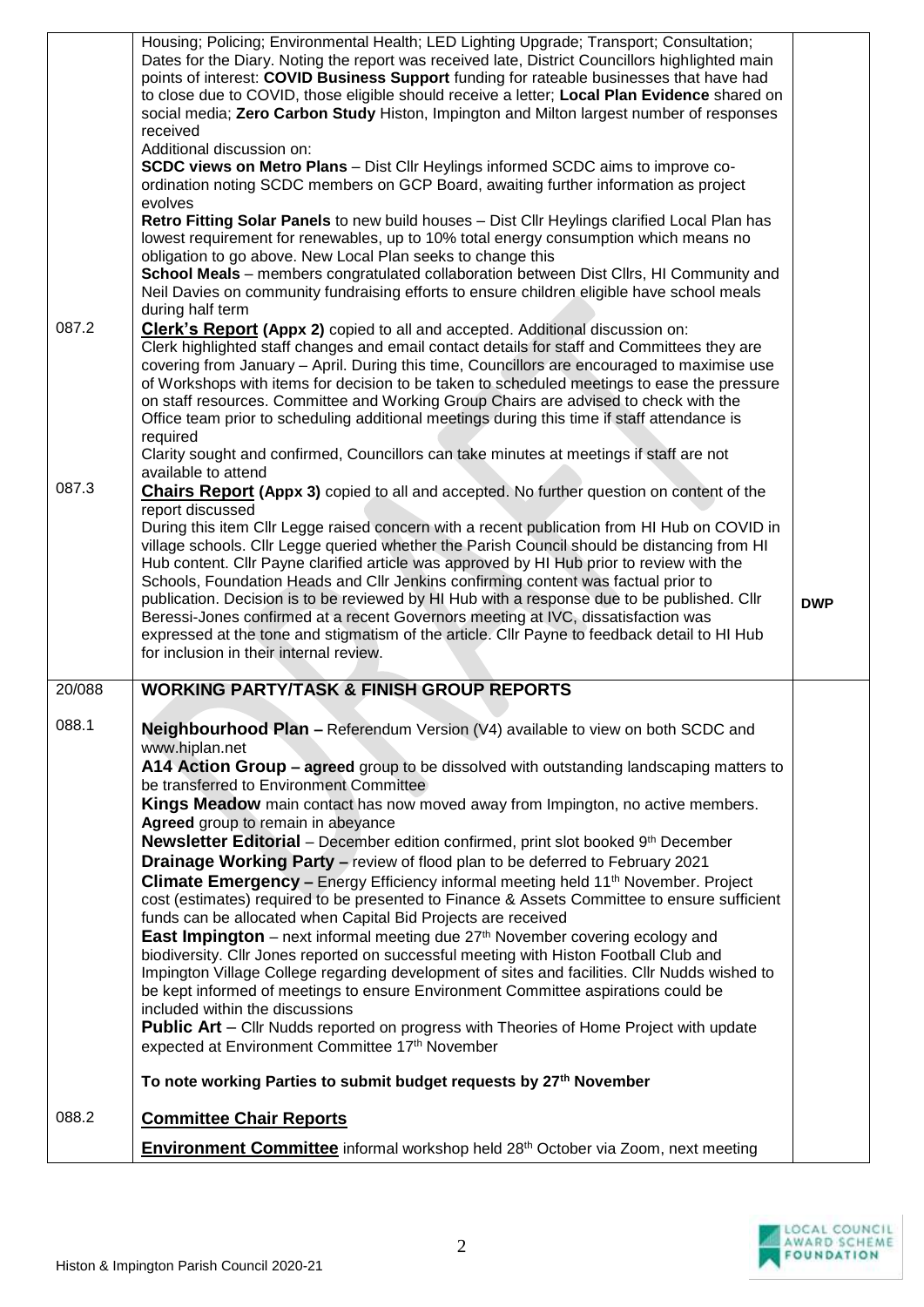| | | |
|---|---|---|
| | Housing; Policing; Environmental Health; LED Lighting Upgrade; Transport; Consultation; Dates for the Diary. Noting the report was received late, District Councillors highlighted main points of interest: **COVID Business Support** funding for rateable businesses that have had to close due to COVID, those eligible should receive a letter; **Local Plan Evidence** shared on social media; **Zero Carbon Study** Histon, Impington and Milton largest number of responses received<br>Additional discussion on:<br>**SCDC views on Metro Plans** – Dist Cllr Heylings informed SCDC aims to improve co-ordination noting SCDC members on GCP Board, awaiting further information as project evolves<br>**Retro Fitting Solar Panels** to new build houses – Dist Cllr Heylings clarified Local Plan has lowest requirement for renewables, up to 10% total energy consumption which means no obligation to go above. New Local Plan seeks to change this<br>**School Meals** – members congratulated collaboration between Dist Cllrs, HI Community and Neil Davies on community fundraising efforts to ensure children eligible have school meals during half term | |
| 087.2 | **Clerk's Report (Appx 2)** copied to all and accepted. Additional discussion on:<br>Clerk highlighted staff changes and email contact details for staff and Committees they are covering from January – April. During this time, Councillors are encouraged to maximise use of Workshops with items for decision to be taken to scheduled meetings to ease the pressure on staff resources. Committee and Working Group Chairs are advised to check with the Office team prior to scheduling additional meetings during this time if staff attendance is required<br>Clarity sought and confirmed, Councillors can take minutes at meetings if staff are not available to attend | |
| 087.3 | **Chairs Report (Appx 3)** copied to all and accepted. No further question on content of the report discussed<br>During this item Cllr Legge raised concern with a recent publication from HI Hub on COVID in village schools. Cllr Legge queried whether the Parish Council should be distancing from HI Hub content. Cllr Payne clarified article was approved by HI Hub prior to review with the Schools, Foundation Heads and Cllr Jenkins confirming content was factual prior to publication. Decision is to be reviewed by HI Hub with a response due to be published. Cllr Beressi-Jones confirmed at a recent Governors meeting at IVC, dissatisfaction was expressed at the tone and stigmatism of the article. Cllr Payne to feedback detail to HI Hub for inclusion in their internal review. | DWP |
| 20/088 | **WORKING PARTY/TASK & FINISH GROUP REPORTS** | |
| 088.1 | **Neighbourhood Plan –** Referendum Version (V4) available to view on both SCDC and www.hiplan.net<br>**A14 Action Group – agreed** group to be dissolved with outstanding landscaping matters to be transferred to Environment Committee<br>**Kings Meadow** main contact has now moved away from Impington, no active members. **Agreed** group to remain in abeyance<br>**Newsletter Editorial** – December edition confirmed, print slot booked 9th December<br>**Drainage Working Party –** review of flood plan to be deferred to February 2021<br>**Climate Emergency –** Energy Efficiency informal meeting held 11th November. Project cost (estimates) required to be presented to Finance & Assets Committee to ensure sufficient funds can be allocated when Capital Bid Projects are received<br>**East Impington** – next informal meeting due 27th November covering ecology and biodiversity. Cllr Jones reported on successful meeting with Histon Football Club and Impington Village College regarding development of sites and facilities. Cllr Nudds wished to be kept informed of meetings to ensure Environment Committee aspirations could be included within the discussions<br>**Public Art** – Cllr Nudds reported on progress with Theories of Home Project with update expected at Environment Committee 17th November<br><br>**To note working Parties to submit budget requests by 27th November** | |
| 088.2 | **Committee Chair Reports**<br><br>**Environment Committee** informal workshop held 28th October via Zoom, next meeting | |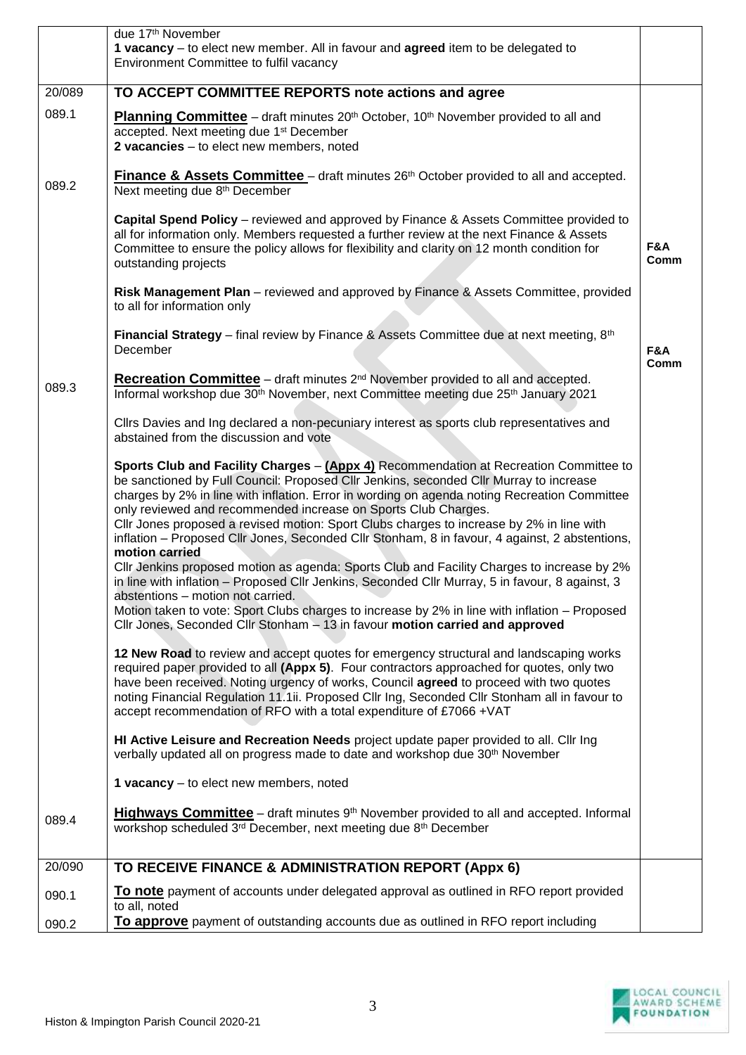| | | |
|---|---|---|
| | due 17th November<br>**1 vacancy** – to elect new member. All in favour and **agreed** item to be delegated to Environment Committee to fulfil vacancy | |
| 20/089 | **TO ACCEPT COMMITTEE REPORTS note actions and agree** | |
| 089.1 | **Planning Committee** – draft minutes 20th October, 10th November provided to all and accepted. Next meeting due 1st December<br>**2 vacancies** – to elect new members, noted | |
| 089.2 | **Finance & Assets Committee** – draft minutes 26th October provided to all and accepted. Next meeting due 8th December<br><br>**Capital Spend Policy** – reviewed and approved by Finance & Assets Committee provided to all for information only. Members requested a further review at the next Finance & Assets Committee to ensure the policy allows for flexibility and clarity on 12 month condition for outstanding projects<br><br>**Risk Management Plan** – reviewed and approved by Finance & Assets Committee, provided to all for information only<br><br>**Financial Strategy** – final review by Finance & Assets Committee due at next meeting, 8th December | **F&A Comm**<br><br>**F&A Comm** |
| 089.3 | **Recreation Committee** – draft minutes 2nd November provided to all and accepted. Informal workshop due 30th November, next Committee meeting due 25th January 2021<br><br>Cllrs Davies and Ing declared a non-pecuniary interest as sports club representatives and abstained from the discussion and vote<br><br>**Sports Club and Facility Charges** – **(Appx 4)** Recommendation at Recreation Committee to be sanctioned by Full Council: Proposed Cllr Jenkins, seconded Cllr Murray to increase charges by 2% in line with inflation. Error in wording on agenda noting Recreation Committee only reviewed and recommended increase on Sports Club Charges.<br>Cllr Jones proposed a revised motion: Sport Clubs charges to increase by 2% in line with inflation – Proposed Cllr Jones, Seconded Cllr Stonham, 8 in favour, 4 against, 2 abstentions, **motion carried**<br>Cllr Jenkins proposed motion as agenda: Sports Club and Facility Charges to increase by 2% in line with inflation – Proposed Cllr Jenkins, Seconded Cllr Murray, 5 in favour, 8 against, 3 abstentions – motion not carried.<br>Motion taken to vote: Sport Clubs charges to increase by 2% in line with inflation – Proposed Cllr Jones, Seconded Cllr Stonham – 13 in favour **motion carried and approved**<br><br>**12 New Road** to review and accept quotes for emergency structural and landscaping works required paper provided to all **(Appx 5)**. Four contractors approached for quotes, only two have been received. Noting urgency of works, Council **agreed** to proceed with two quotes noting Financial Regulation 11.1ii. Proposed Cllr Ing, Seconded Cllr Stonham all in favour to accept recommendation of RFO with a total expenditure of £7066 +VAT<br><br>**HI Active Leisure and Recreation Needs** project update paper provided to all. Cllr Ing verbally updated all on progress made to date and workshop due 30th November<br><br>**1 vacancy** – to elect new members, noted | |
| 089.4 | **Highways Committee** – draft minutes 9th November provided to all and accepted. Informal workshop scheduled 3rd December, next meeting due 8th December | |
| 20/090 | **TO RECEIVE FINANCE & ADMINISTRATION REPORT (Appx 6)** | |
| 090.1 | **To note** payment of accounts under delegated approval as outlined in RFO report provided to all, noted | |
| 090.2 | **To approve** payment of outstanding accounts due as outlined in RFO report including | |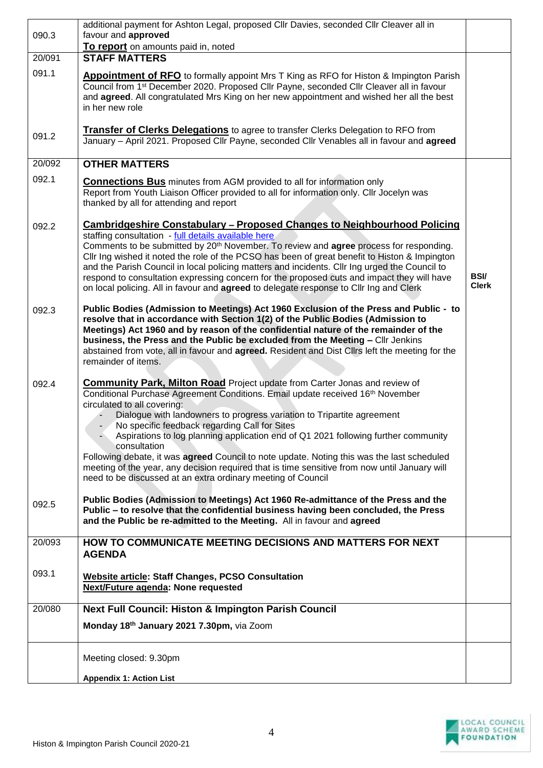| | | |
|---|---|---|
| 090.3 | additional payment for Ashton Legal, proposed Cllr Davies, seconded Cllr Cleaver all in favour and **approved**<br>**To report** on amounts paid in, noted | |
| 20/091 | **STAFF MATTERS** | |
| 091.1 | **Appointment of RFO** to formally appoint Mrs T King as RFO for Histon & Impington Parish Council from 1st December 2020. Proposed Cllr Payne, seconded Cllr Cleaver all in favour and **agreed**. All congratulated Mrs King on her new appointment and wished her all the best in her new role | |
| 091.2 | **Transfer of Clerks Delegations** to agree to transfer Clerks Delegation to RFO from January – April 2021. Proposed Cllr Payne, seconded Cllr Venables all in favour and **agreed** | |
| 20/092 | **OTHER MATTERS** | |
| 092.1 | **Connections Bus** minutes from AGM provided to all for information only<br>Report from Youth Liaison Officer provided to all for information only. Cllr Jocelyn was thanked by all for attending and report | |
| 092.2 | **Cambridgeshire Constabulary – Proposed Changes to Neighbourhood Policing** staffing consultation - full details available here<br>Comments to be submitted by 20th November. To review and **agree** process for responding. Cllr Ing wished it noted the role of the PCSO has been of great benefit to Histon & Impington and the Parish Council in local policing matters and incidents. Cllr Ing urged the Council to respond to consultation expressing concern for the proposed cuts and impact they will have on local policing. All in favour and **agreed** to delegate response to Cllr Ing and Clerk | **BSI/ Clerk** |
| 092.3 | **Public Bodies (Admission to Meetings) Act 1960 Exclusion of the Press and Public - to resolve that in accordance with Section 1(2) of the Public Bodies (Admission to Meetings) Act 1960 and by reason of the confidential nature of the remainder of the business, the Press and the Public be excluded from the Meeting –** Cllr Jenkins abstained from vote, all in favour and **agreed.** Resident and Dist Cllrs left the meeting for the remainder of items. | |
| 092.4 | **Community Park, Milton Road** Project update from Carter Jonas and review of Conditional Purchase Agreement Conditions. Email update received 16th November circulated to all covering:<br>- Dialogue with landowners to progress variation to Tripartite agreement<br>- No specific feedback regarding Call for Sites<br>- Aspirations to log planning application end of Q1 2021 following further community consultation<br>Following debate, it was **agreed** Council to note update. Noting this was the last scheduled meeting of the year, any decision required that is time sensitive from now until January will need to be discussed at an extra ordinary meeting of Council | |
| 092.5 | **Public Bodies (Admission to Meetings) Act 1960 Re-admittance of the Press and the Public – to resolve that the confidential business having been concluded, the Press and the Public be re-admitted to the Meeting.** All in favour and **agreed** | |
| 20/093 | **HOW TO COMMUNICATE MEETING DECISIONS AND MATTERS FOR NEXT AGENDA** | |
| 093.1 | **Website article: Staff Changes, PCSO Consultation**<br>**Next/Future agenda: None requested** | |
| 20/080 | **Next Full Council: Histon & Impington Parish Council**<br>**Monday 18th January 2021 7.30pm,** via Zoom | |
| | Meeting closed: 9.30pm<br>**Appendix 1: Action List** | |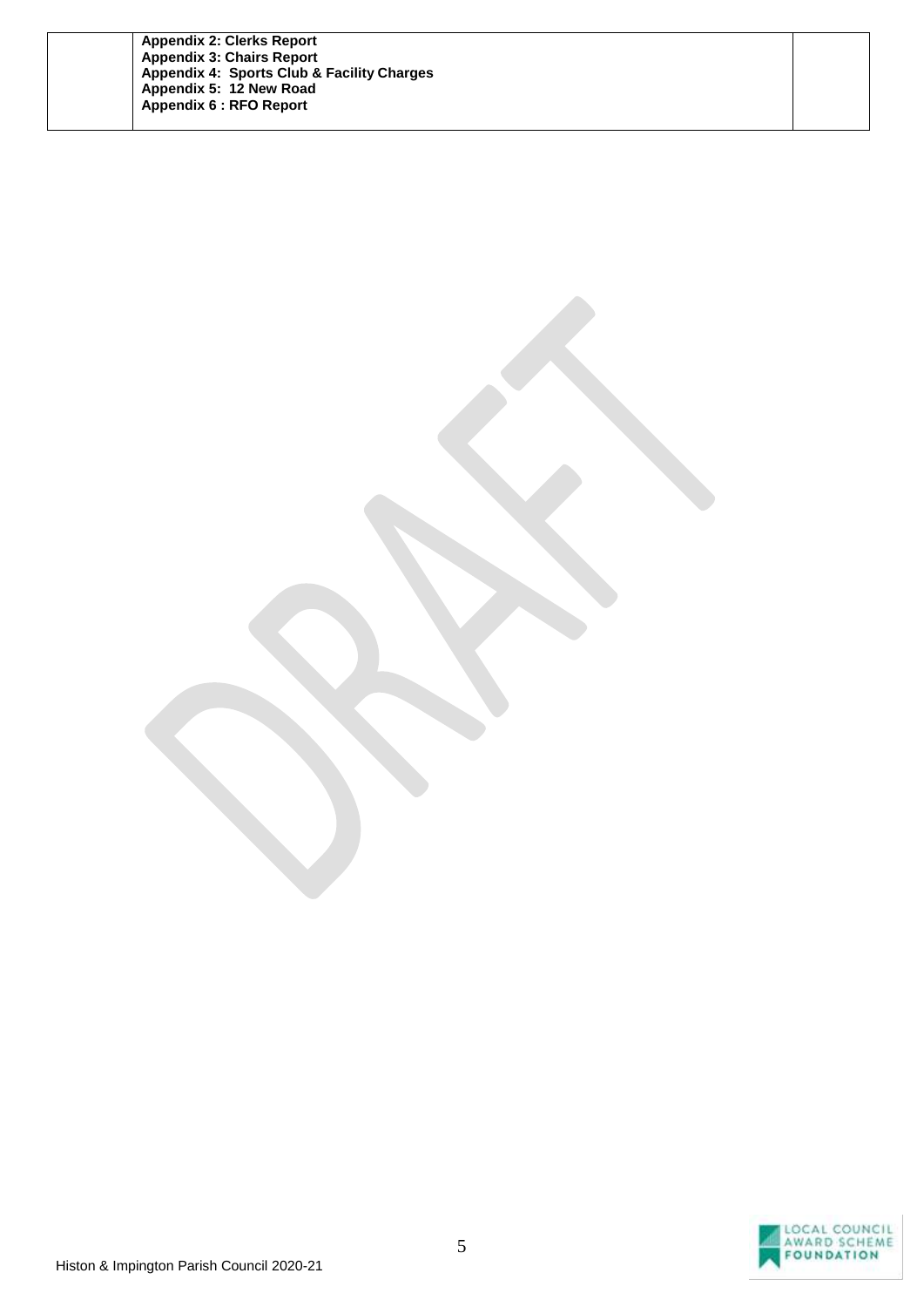| | | |
|---|---|---|
| | **Appendix 2: Clerks Report**<br>**Appendix 3: Chairs Report**<br>**Appendix 4: Sports Club & Facility Charges**<br>**Appendix 5: 12 New Road**<br>**Appendix 6 : RFO Report** | |